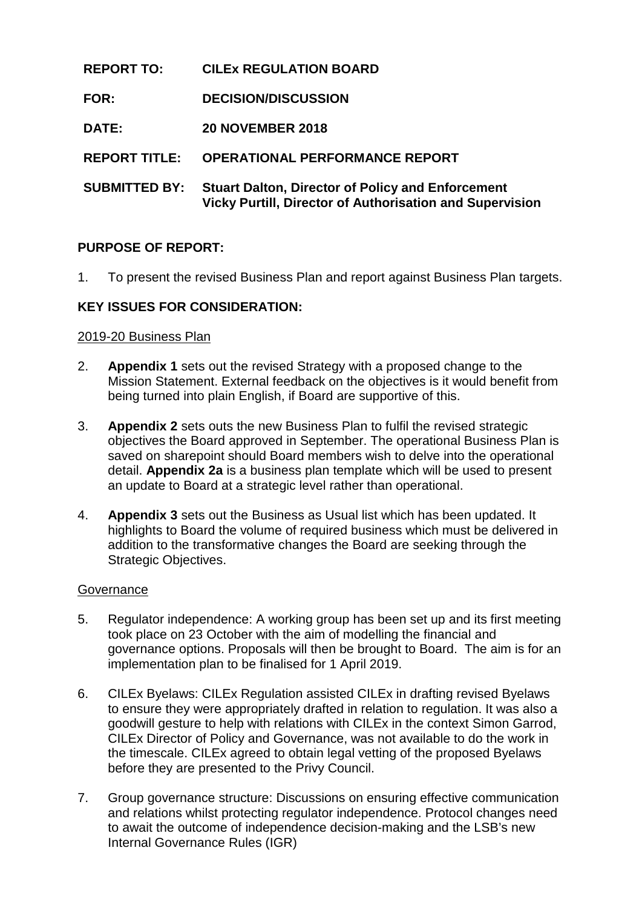**REPORT TO:** **CILEx REGULATION BOARD**

**FOR:** **DECISION/DISCUSSION**

**DATE:** **20 NOVEMBER 2018**

**REPORT TITLE:** **OPERATIONAL PERFORMANCE REPORT**

**SUBMITTED BY:** **Stuart Dalton, Director of Policy and Enforcement**
**Vicky Purtill, Director of Authorisation and Supervision**

## PURPOSE OF REPORT:

1. To present the revised Business Plan and report against Business Plan targets.

## KEY ISSUES FOR CONSIDERATION:

2019-20 Business Plan

2. **Appendix 1** sets out the revised Strategy with a proposed change to the Mission Statement. External feedback on the objectives is it would benefit from being turned into plain English, if Board are supportive of this.

3. **Appendix 2** sets outs the new Business Plan to fulfil the revised strategic objectives the Board approved in September. The operational Business Plan is saved on sharepoint should Board members wish to delve into the operational detail. **Appendix 2a** is a business plan template which will be used to present an update to Board at a strategic level rather than operational.

4. **Appendix 3** sets out the Business as Usual list which has been updated. It highlights to Board the volume of required business which must be delivered in addition to the transformative changes the Board are seeking through the Strategic Objectives.

Governance

5. Regulator independence: A working group has been set up and its first meeting took place on 23 October with the aim of modelling the financial and governance options. Proposals will then be brought to Board. The aim is for an implementation plan to be finalised for 1 April 2019.

6. CILEx Byelaws: CILEx Regulation assisted CILEx in drafting revised Byelaws to ensure they were appropriately drafted in relation to regulation. It was also a goodwill gesture to help with relations with CILEx in the context Simon Garrod, CILEx Director of Policy and Governance, was not available to do the work in the timescale. CILEx agreed to obtain legal vetting of the proposed Byelaws before they are presented to the Privy Council.

7. Group governance structure: Discussions on ensuring effective communication and relations whilst protecting regulator independence. Protocol changes need to await the outcome of independence decision-making and the LSB's new Internal Governance Rules (IGR)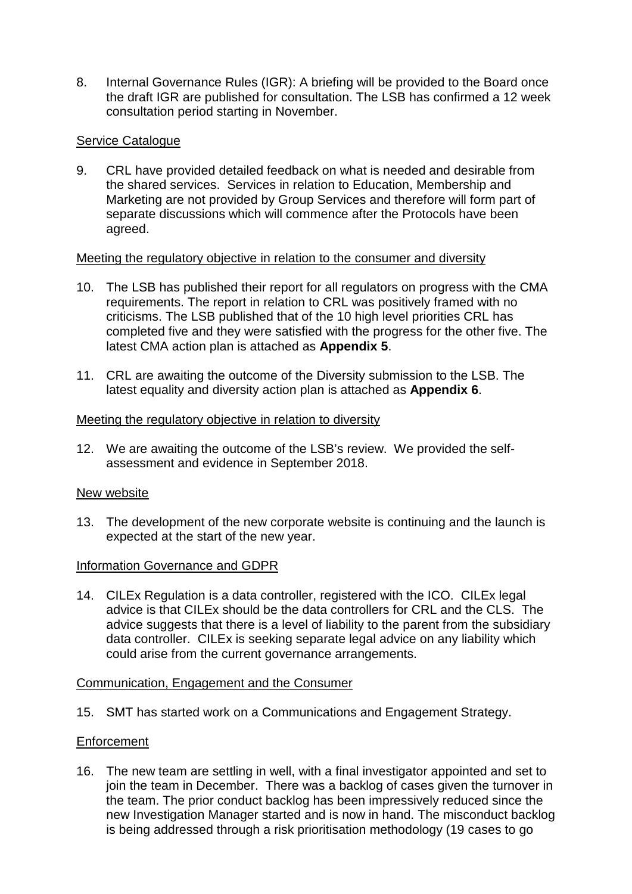8. Internal Governance Rules (IGR): A briefing will be provided to the Board once the draft IGR are published for consultation. The LSB has confirmed a 12 week consultation period starting in November.

<u>Service Catalogue</u>

9. CRL have provided detailed feedback on what is needed and desirable from the shared services. Services in relation to Education, Membership and Marketing are not provided by Group Services and therefore will form part of separate discussions which will commence after the Protocols have been agreed.

<u>Meeting the regulatory objective in relation to the consumer and diversity</u>

10. The LSB has published their report for all regulators on progress with the CMA requirements. The report in relation to CRL was positively framed with no criticisms. The LSB published that of the 10 high level priorities CRL has completed five and they were satisfied with the progress for the other five. The latest CMA action plan is attached as **Appendix 5**.

11. CRL are awaiting the outcome of the Diversity submission to the LSB. The latest equality and diversity action plan is attached as **Appendix 6**.

<u>Meeting the regulatory objective in relation to diversity</u>

12. We are awaiting the outcome of the LSB's review. We provided the self-assessment and evidence in September 2018.

<u>New website</u>

13. The development of the new corporate website is continuing and the launch is expected at the start of the new year.

<u>Information Governance and GDPR</u>

14. CILEx Regulation is a data controller, registered with the ICO. CILEx legal advice is that CILEx should be the data controllers for CRL and the CLS. The advice suggests that there is a level of liability to the parent from the subsidiary data controller. CILEx is seeking separate legal advice on any liability which could arise from the current governance arrangements.

<u>Communication, Engagement and the Consumer</u>

15. SMT has started work on a Communications and Engagement Strategy.

<u>Enforcement</u>

16. The new team are settling in well, with a final investigator appointed and set to join the team in December. There was a backlog of cases given the turnover in the team. The prior conduct backlog has been impressively reduced since the new Investigation Manager started and is now in hand. The misconduct backlog is being addressed through a risk prioritisation methodology (19 cases to go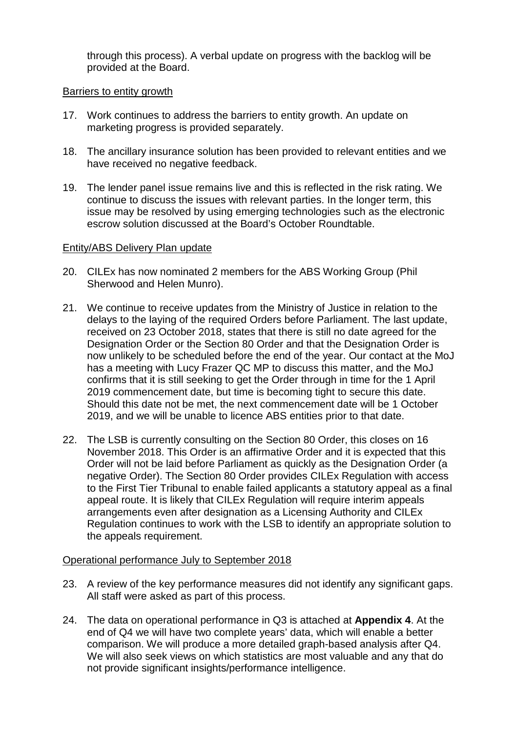through this process). A verbal update on progress with the backlog will be provided at the Board.

Barriers to entity growth

17. Work continues to address the barriers to entity growth. An update on marketing progress is provided separately.

18. The ancillary insurance solution has been provided to relevant entities and we have received no negative feedback.

19. The lender panel issue remains live and this is reflected in the risk rating. We continue to discuss the issues with relevant parties. In the longer term, this issue may be resolved by using emerging technologies such as the electronic escrow solution discussed at the Board's October Roundtable.

Entity/ABS Delivery Plan update

20. CILEx has now nominated 2 members for the ABS Working Group (Phil Sherwood and Helen Munro).

21. We continue to receive updates from the Ministry of Justice in relation to the delays to the laying of the required Orders before Parliament. The last update, received on 23 October 2018, states that there is still no date agreed for the Designation Order or the Section 80 Order and that the Designation Order is now unlikely to be scheduled before the end of the year. Our contact at the MoJ has a meeting with Lucy Frazer QC MP to discuss this matter, and the MoJ confirms that it is still seeking to get the Order through in time for the 1 April 2019 commencement date, but time is becoming tight to secure this date. Should this date not be met, the next commencement date will be 1 October 2019, and we will be unable to licence ABS entities prior to that date.

22. The LSB is currently consulting on the Section 80 Order, this closes on 16 November 2018. This Order is an affirmative Order and it is expected that this Order will not be laid before Parliament as quickly as the Designation Order (a negative Order). The Section 80 Order provides CILEx Regulation with access to the First Tier Tribunal to enable failed applicants a statutory appeal as a final appeal route. It is likely that CILEx Regulation will require interim appeals arrangements even after designation as a Licensing Authority and CILEx Regulation continues to work with the LSB to identify an appropriate solution to the appeals requirement.

Operational performance July to September 2018

23. A review of the key performance measures did not identify any significant gaps. All staff were asked as part of this process.

24. The data on operational performance in Q3 is attached at **Appendix 4**. At the end of Q4 we will have two complete years' data, which will enable a better comparison. We will produce a more detailed graph-based analysis after Q4. We will also seek views on which statistics are most valuable and any that do not provide significant insights/performance intelligence.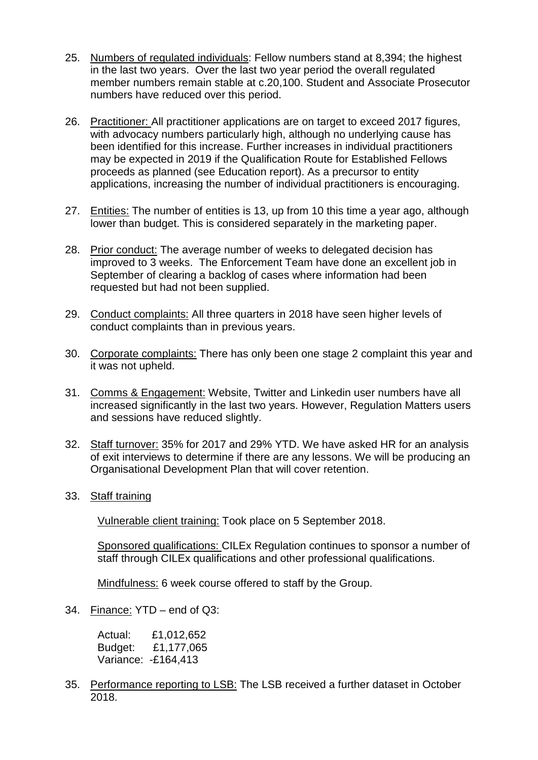25. Numbers of regulated individuals: Fellow numbers stand at 8,394; the highest in the last two years. Over the last two year period the overall regulated member numbers remain stable at c.20,100. Student and Associate Prosecutor numbers have reduced over this period.

26. Practitioner: All practitioner applications are on target to exceed 2017 figures, with advocacy numbers particularly high, although no underlying cause has been identified for this increase. Further increases in individual practitioners may be expected in 2019 if the Qualification Route for Established Fellows proceeds as planned (see Education report). As a precursor to entity applications, increasing the number of individual practitioners is encouraging.

27. Entities: The number of entities is 13, up from 10 this time a year ago, although lower than budget. This is considered separately in the marketing paper.

28. Prior conduct: The average number of weeks to delegated decision has improved to 3 weeks. The Enforcement Team have done an excellent job in September of clearing a backlog of cases where information had been requested but had not been supplied.

29. Conduct complaints: All three quarters in 2018 have seen higher levels of conduct complaints than in previous years.

30. Corporate complaints: There has only been one stage 2 complaint this year and it was not upheld.

31. Comms & Engagement: Website, Twitter and Linkedin user numbers have all increased significantly in the last two years. However, Regulation Matters users and sessions have reduced slightly.

32. Staff turnover: 35% for 2017 and 29% YTD. We have asked HR for an analysis of exit interviews to determine if there are any lessons. We will be producing an Organisational Development Plan that will cover retention.

33. Staff training

    Vulnerable client training: Took place on 5 September 2018.

    Sponsored qualifications: CILEx Regulation continues to sponsor a number of staff through CILEx qualifications and other professional qualifications.

    Mindfulness: 6 week course offered to staff by the Group.

34. Finance: YTD – end of Q3:

    Actual: £1,012,652
    Budget: £1,177,065
    Variance: -£164,413

35. Performance reporting to LSB: The LSB received a further dataset in October 2018.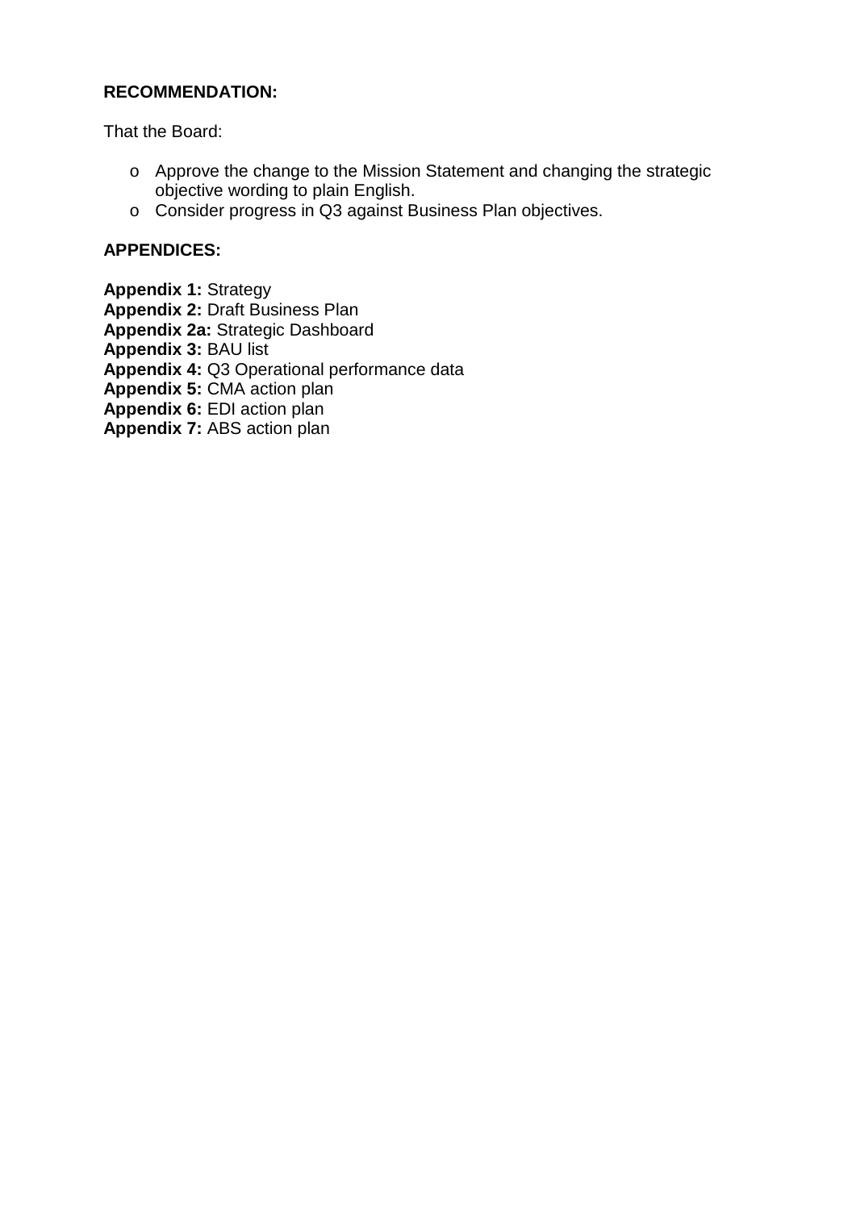**RECOMMENDATION:**

That the Board:

- Approve the change to the Mission Statement and changing the strategic objective wording to plain English.
- Consider progress in Q3 against Business Plan objectives.

**APPENDICES:**

**Appendix 1:** Strategy
**Appendix 2:** Draft Business Plan
**Appendix 2a:** Strategic Dashboard
**Appendix 3:** BAU list
**Appendix 4:** Q3 Operational performance data
**Appendix 5:** CMA action plan
**Appendix 6:** EDI action plan
**Appendix 7:** ABS action plan